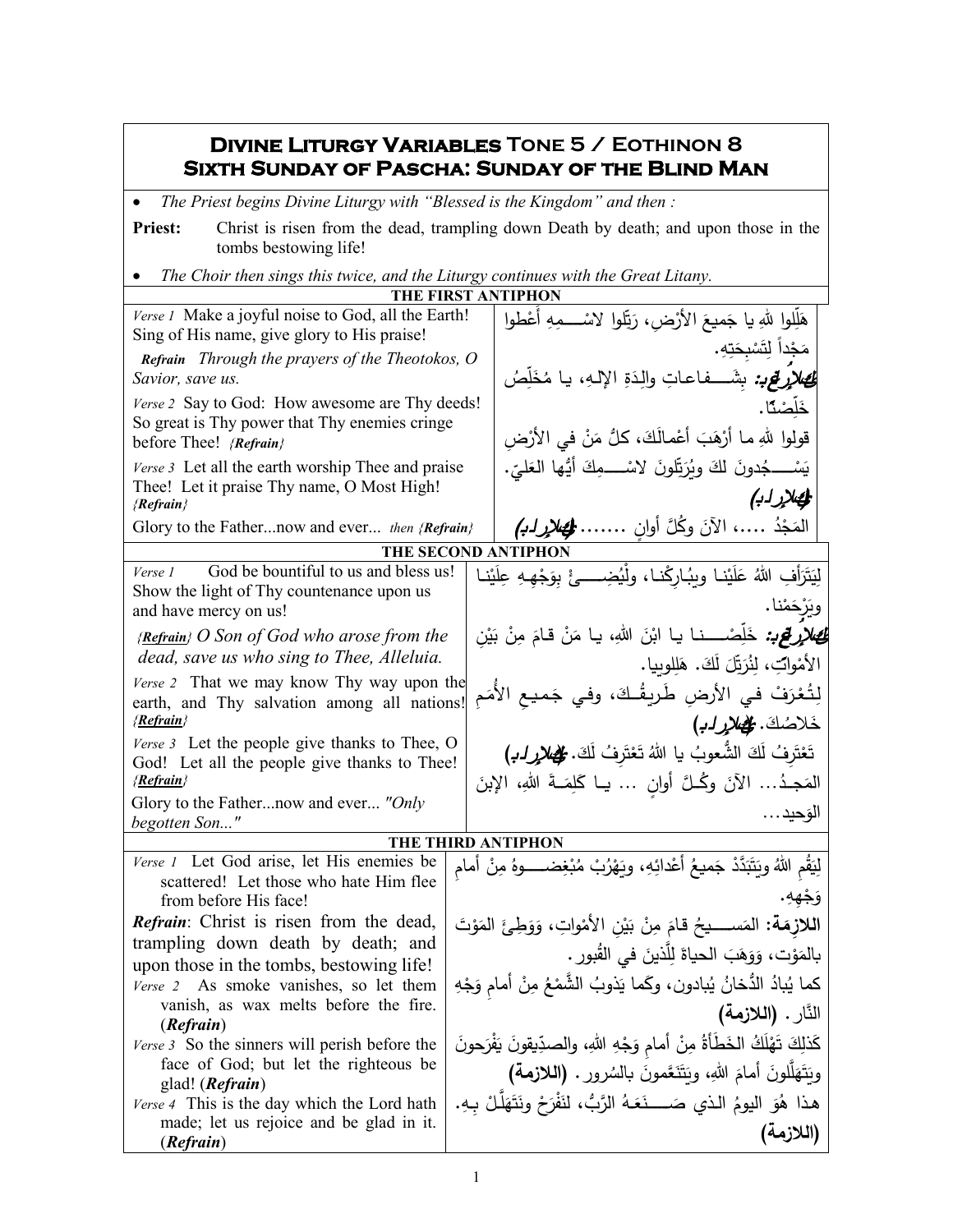# Divine Liturgy Variables Tone 5 / Eothinon 8
## Sixth Sunday of Pascha: Sunday of the Blind Man

- *The Priest begins Divine Liturgy with "Blessed is the Kingdom" and then :*

**Priest:** Christ is risen from the dead, trampling down Death by death; and upon those in the tombs bestowing life!

- *The Choir then sings this twice, and the Liturgy continues with the Great Litany.*

### THE FIRST ANTIPHON

| | |
|---|---|
| *Verse 1* Make a joyful noise to God, all the Earth! Sing of His name, give glory to His praise! | هَلِّلوا للهِ يا جَميعَ الأرْضِ، رَتِّلوا لاسْـــمِهِ أعْطوا مَجْداً لِتَسْبِحَتِهِ. |
| ***Refrain*** *Through the prayers of the Theotokos, O Savior, save us.* | **اللازمة:** بِشَـــفاعاتِ والِدَةِ الإلـهِ، يا مُخَلِّصُ خَلِّصْنا. |
| *Verse 2* Say to God: How awesome are Thy deeds! So great is Thy power that Thy enemies cringe before Thee! *{Refrain}* | قولوا للهِ ما أرْهَبَ أعْمالَكَ، كلُّ مَنْ في الأرْضِ يَسْـــجُدونَ لكَ ويُرَتِّلونَ لاسْـــمِكَ أيُّها العَليّ. **(اللازمة)** |
| *Verse 3* Let all the earth worship Thee and praise Thee! Let it praise Thy name, O Most High! *{Refrain}* | |
| Glory to the Father...now and ever... *then {Refrain}* | المَجْدُ ....، الآنَ وكُلَّ أوانٍ ....... **(اللازمة)** |

### THE SECOND ANTIPHON

| | |
|---|---|
| *Verse 1* God be bountiful to us and bless us! Show the light of Thy countenance upon us and have mercy on us! | لِيَتَرَأفِ اللهُ عَلَيْنا ويبُارِكْنا، ولْيُضِـــئْ بِوَجْهِهِ عِلَيْنا ويَرْحَمْنا. |
| ***{Refrain}*** *O Son of God who arose from the dead, save us who sing to Thee, Alleluia.* | **اللازمة:** خَلِّصْــــنا يا ابْنَ اللهِ، يا مَنْ قامَ مِنْ بَيْنِ الأمْواتِ، لِنُرَتِّلَ لَكَ. هَلِلويا. |
| *Verse 2* That we may know Thy way upon the earth, and Thy salvation among all nations! ***{Refrain}*** | لِتُعْرَفْ في الأرضِ طَريقُكَ، وفي جَميعِ الأُمَمِ خَلاصُكَ. **(اللازمة)** |
| *Verse 3* Let the people give thanks to Thee, O God! Let all the people give thanks to Thee! ***{Refrain}*** | تَعْتَرِفُ لَكَ الشُّعوبُ يا اللهُ تَعْتَرِفُ لَكَ. **(اللازمة)** |
| Glory to the Father...now and ever... *"Only begotten Son..."* | المَجـدُ... الآنَ وكُـلَّ أوانٍ ... يـا كَلِمَـةَ اللهِ، الإبنَ الوَحيد... |

### THE THIRD ANTIPHON

| | |
|---|---|
| *Verse 1* Let God arise, let His enemies be scattered! Let those who hate Him flee from before His face! | لِيَقُمِ اللهُ ويَتَبَدَّدْ جَميعُ أعْدائِهِ، ويَهْرُبْ مُبْغِضـــوهُ مِنْ أمامِ وَجْهِهِ. |
| ***Refrain***: Christ is risen from the dead, trampling down death by death; and upon those in the tombs, bestowing life! | **اللازمة:** المَســـيحُ قامَ مِنْ بَيْنِ الأمْواتِ، وَوَطِئَ المَوْتَ بالمَوْتِ، وَوَهَبَ الحياةَ لِلَّذينَ في القُبور. |
| *Verse 2* As smoke vanishes, so let them vanish, as wax melts before the fire. (***Refrain***) | كما يُبادُ الدُّخانُ يُبادون، وكَما يَذوبُ الشَّمْعُ مِنْ أمامِ وَجْهِ النّار. **(اللازمة)** |
| *Verse 3* So the sinners will perish before the face of God; but let the righteous be glad! (***Refrain***) | كَذلِكَ تَهْلَكُ الخَطَأةُ مِنْ أمامِ وَجْهِ اللهِ، والصدِّيقونَ يَفْرَحونَ ويَتَهَلَّلونَ أمامَ اللهِ، ويَتَنَعَّمونَ بالسُرور. **(اللازمة)** |
| *Verse 4* This is the day which the Lord hath made; let us rejoice and be glad in it. (***Refrain***) | هذا هُوَ اليومُ الذي صَـــنَعَهُ الرَّبُّ، لنَفْرَحْ ونَتَهَلَّلْ بِهِ. **(اللازمة)** |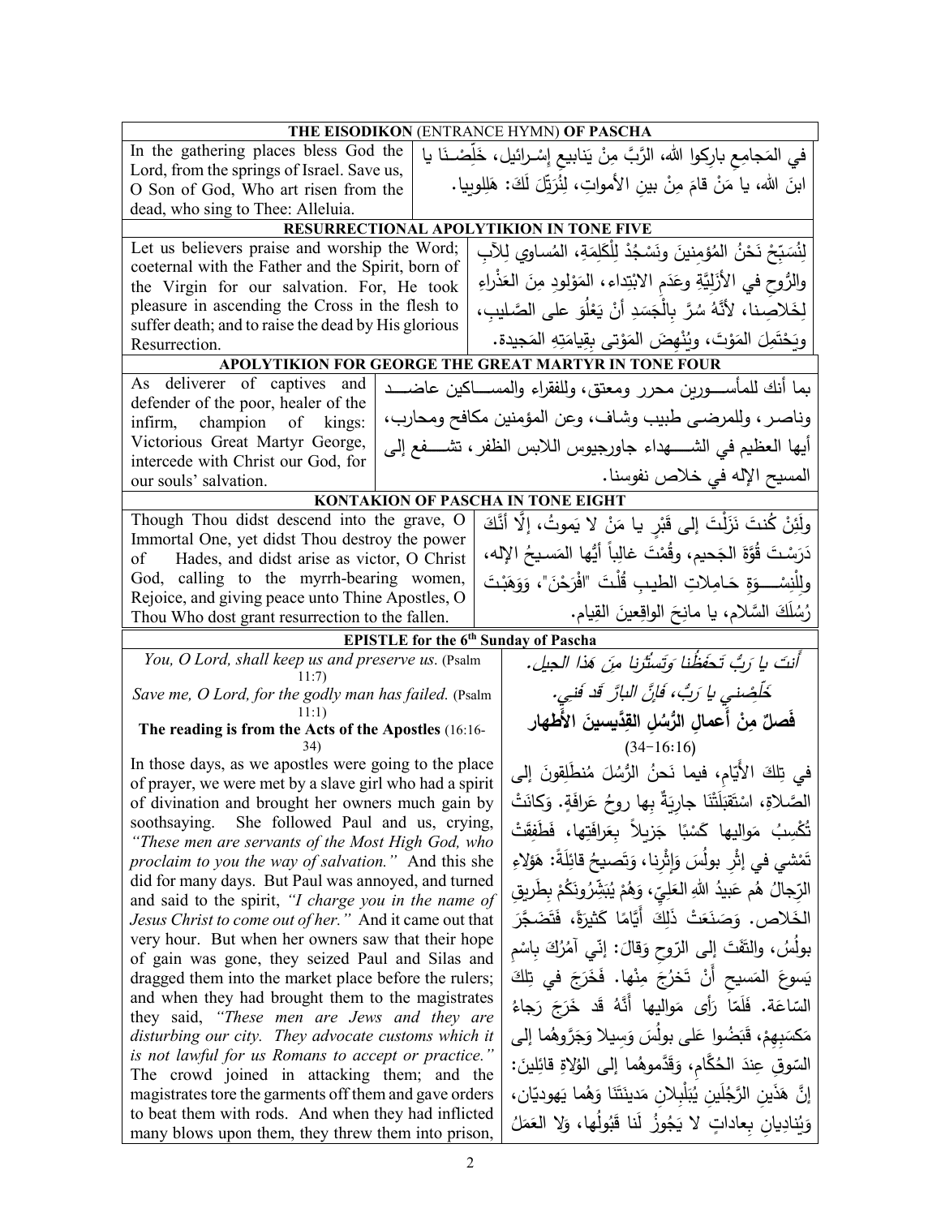## THE EISODIKON (ENTRANCE HYMN) OF PASCHA

| | |
|---|---|
| In the gathering places bless God the Lord, from the springs of Israel. Save us, O Son of God, Who art risen from the dead, who sing to Thee: Alleluia. | في المَجامِعِ بارِكوا اللهَ، الرَّبَّ مِنْ يَنابيعِ إِسْرائيل، خَلِّصْنَا يا ابنَ اللهِ، يا مَنْ قامَ مِنْ بينِ الأمواتِ، لِنُرَتِّلَ لَكَ: هَلِلويا. |

## RESURRECTIONAL APOLYTIKION IN TONE FIVE

| | |
|---|---|
| Let us believers praise and worship the Word; coeternal with the Father and the Spirit, born of the Virgin for our salvation. For, He took pleasure in ascending the Cross in the flesh to suffer death; and to raise the dead by His glorious Resurrection. | لِنُسَبِّحْ نَحْنُ المُؤمِنينَ ونَسْجُدْ لِلْكَلِمَةِ، المُساوي لِلآبِ والرُّوحِ في الأَزَلِيَّةِ وعَدَمِ الابْتِداء، المَوْلودِ مِنَ العَذْراءِ لِخَلاصِنا، لأَنَّهُ سُرَّ بِالْجَسَدِ أَنْ يَعْلُوَ على الصَّليبِ، ويَحْتَمِلَ المَوْتَ، ويُنْهِضَ المَوْتى بِقِيامَتِهِ المَجيدة. |

## APOLYTIKION FOR GEORGE THE GREAT MARTYR IN TONE FOUR

| | |
|---|---|
| As deliverer of captives and defender of the poor, healer of the infirm, champion of kings: Victorious Great Martyr George, intercede with Christ our God, for our souls' salvation. | بما أنك للمأسورين محرر ومعتق، وللفقراء والمساكين عاضد وناصر، وللمرضى طبيب وشاف، وعن المؤمنين مكافح ومحارب، أيها العظيم في الشهداء جاورجيوس اللابس الظفر، تشفع إلى المسيح الإله في خلاص نفوسنا. |

## KONTAKION OF PASCHA IN TONE EIGHT

| | |
|---|---|
| Though Thou didst descend into the grave, O Immortal One, yet didst Thou destroy the power of Hades, and didst arise as victor, O Christ God, calling to the myrrh-bearing women, Rejoice, and giving peace unto Thine Apostles, O Thou Who dost grant resurrection to the fallen. | ولَئِنْ كُنتَ نَزَلْتَ إلى قَبْرٍ يا مَنْ لا يَموتُ، إلَّا أنَّكَ دَرَسْتَ قُوَّةَ الجَحيمِ، وقُمْتَ غالِباً أيُّها المَسيحُ الإله، ولِلْنِسْوَةِ حَامِلاتِ الطيبِ قُلْتَ "افْرَحْنَ"، وَوَهَبْتَ رُسُلَكَ السَّلام، يا مانِحَ الواقِعينَ القِيام. |

## EPISTLE for the 6th Sunday of Pascha

| | |
|---|---|
| *You, O Lord, shall keep us and preserve us.* (Psalm 11:7) | *أنتَ يا رَبُّ تَحفَظُنا وَتَستُرُنا مِن هَذا الجيل.* |
| *Save me, O Lord, for the godly man has failed.* (Psalm 11:1) | *خَلِّصني يا رَبُّ، فَإنَّ البارَّ قَد فَني.* |
| **The reading is from the Acts of the Apostles** (16:16-34) | **فَصلٌ مِنْ أَعمالِ الرُّسُلِ القِدِّيسينَ الأَطْهار** (16:16-34) |
| In those days, as we apostles were going to the place of prayer, we were met by a slave girl who had a spirit of divination and brought her owners much gain by soothsaying. She followed Paul and us, crying, *"These men are servants of the Most High God, who proclaim to you the way of salvation."* And this she did for many days. But Paul was annoyed, and turned and said to the spirit, *"I charge you in the name of Jesus Christ to come out of her."* And it came out that very hour. But when her owners saw that their hope of gain was gone, they seized Paul and Silas and dragged them into the market place before the rulers; and when they had brought them to the magistrates they said, *"These men are Jews and they are disturbing our city. They advocate customs which it is not lawful for us Romans to accept or practice."* The crowd joined in attacking them; and the magistrates tore the garments off them and gave orders to beat them with rods. And when they had inflicted many blows upon them, they threw them into prison, | في تِلكَ الأَيّامِ، فيما نَحنُ الرُّسُلَ مُنطَلِقونَ إلى الصَّلاةِ، اسْتَقبَلَتْنا جارِيَةٌ بِها روحُ عَرافَةٍ. وَكانَتْ تُكْسِبُ مَواليها كَسْبًا جَزيلاً بِعَرافَتِها، فَطَفِقَتْ تَمْشي في إثْرِ بولُسَ وَإِثْرِنا، وَتَصيحُ قائِلَةً: هَؤلاءِ الرِّجالُ هُم عَبيدُ اللهِ العَلِيِّ، وَهُمْ يُبَشِّرُونَكُمْ بِطَريقِ الخَلاص. وَصَنَعَتْ ذَلِكَ أَيّامًا كَثيرَةً، فَتَضَجَّرَ بولُسُ، والتَفَتَ إلى الرّوحِ وَقالَ: إنّي آمُرُكَ بِاسْمِ يَسوعَ المَسيحِ أَنْ تَخرُجَ مِنْها. فَخَرَجَ في تِلكَ السّاعَة. فَلَمّا رَأى مَواليها أَنَّهُ قَد خَرَجَ رَجاءُ مَكسَبِهِمْ، قَبَضُوا عَلى بولُسَ وَسيلا وَجَرُّوهُما إلى السّوقِ عِندَ الحُكَّام، وَقَدَّموهُما إلى الوُلاةِ قائِلينَ: إنَّ هَذَينِ الرَّجُلَينِ يُبَلْبِلانِ مَدينَتَنا وَهُما يَهوديّان، وَيُنادِيانِ بِعاداتٍ لا يَجوزُ لَنا قَبولُها، وَلا العَمَلُ |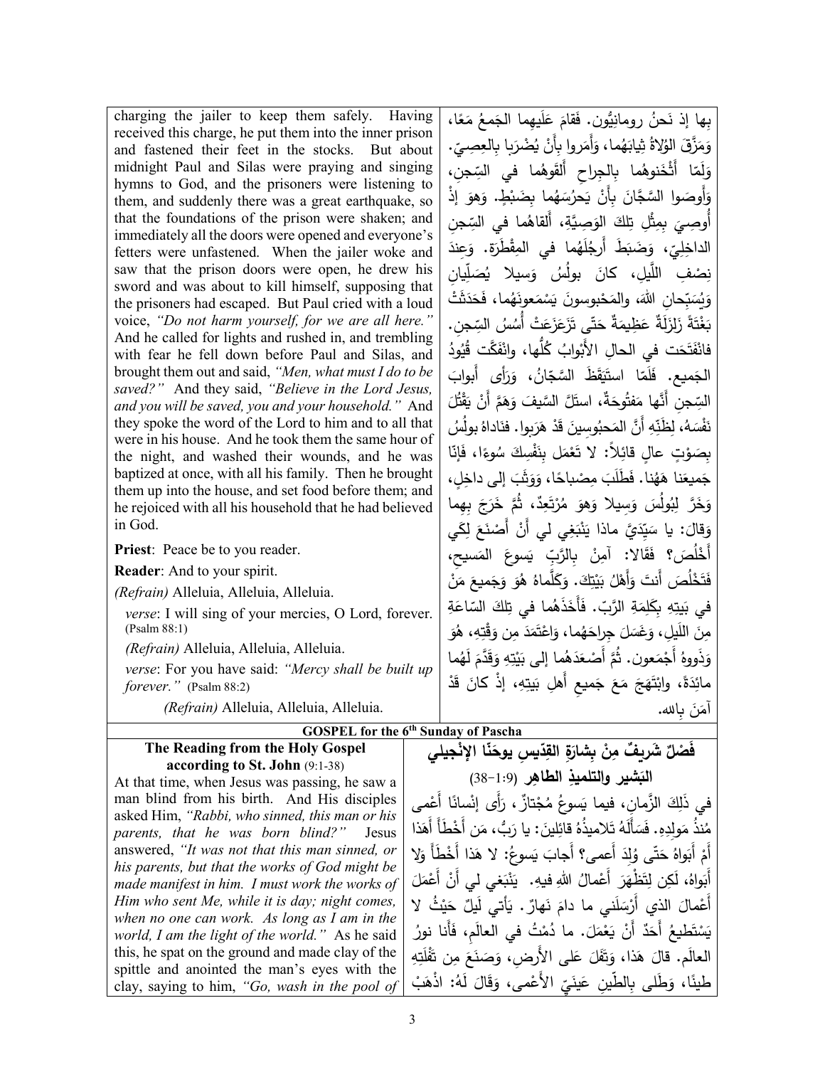charging the jailer to keep them safely. Having received this charge, he put them into the inner prison and fastened their feet in the stocks. But about midnight Paul and Silas were praying and singing hymns to God, and the prisoners were listening to them, and suddenly there was a great earthquake, so that the foundations of the prison were shaken; and immediately all the doors were opened and everyone's fetters were unfastened. When the jailer woke and saw that the prison doors were open, he drew his sword and was about to kill himself, supposing that the prisoners had escaped. But Paul cried with a loud voice, *"Do not harm yourself, for we are all here."* And he called for lights and rushed in, and trembling with fear he fell down before Paul and Silas, and brought them out and said, *"Men, what must I do to be saved?"* And they said, *"Believe in the Lord Jesus, and you will be saved, you and your household."* And they spoke the word of the Lord to him and to all that were in his house. And he took them the same hour of the night, and washed their wounds, and he was baptized at once, with all his family. Then he brought them up into the house, and set food before them; and he rejoiced with all his household that he had believed in God.

**Priest**: Peace be to you reader.

**Reader**: And to your spirit.

*(Refrain)* Alleluia, Alleluia, Alleluia.

*verse*: I will sing of your mercies, O Lord, forever. (Psalm 88:1)

*(Refrain)* Alleluia, Alleluia, Alleluia.

*verse*: For you have said: *"Mercy shall be built up forever."* (Psalm 88:2)

*(Refrain)* Alleluia, Alleluia, Alleluia.

بِها إذ نَحنُ رومانيُّون. فَقامَ عَلَيهِما الجَمعُ مَعًا، وَمَزَّقَ الوُلاةُ ثِيابَهُما، وَأَمَروا بِأَنْ يُضْرَبا بِالعِصِيّ. وَلَمّا أَثْخَنوهُما بِالجِراحِ أَلْقَوهُما في السِّجنِ، وَأَوصَوا السَّجَّانَ بِأَنْ يَحرُسَهُما بِضَبْطٍ. وَهوَ إذْ أُوصِيَ بِمِثْلِ تِلكَ الوَصِيَّةِ، أَلقاهُما في السِّجنِ الداخِلِيّ، وَضَبَطَ أَرجُلَهُما في المِقْطَرَة. وَعِندَ نِصْفِ اللَّيلِ، كانَ بولُسُ وَسيلا يُصَلِّيانِ وَيُسَبِّحانِ اللهَ، والمَحْبوسونَ يَسْمَعونَهُما، فَحَدَثَتْ بَغْتَةً زَلزَلَةٌ عَظِيمَةٌ حَتّى تَزَعزَعَتْ أُسُسُ السِّجنِ. فانْفَتَحَت في الحالِ الأَبْوابُ كُلُّها، وانْفَكَّت قُيُودُ الجَميع. فَلَمّا استَيْقَظَ السَّجّانُ، وَرَأى أبوابَ السِّجنِ أَنَّها مَفتُوحَةٌ، استَلَّ السَّيفَ وَهَمَّ أَنْ يَقْتُلَ نَفْسَهُ، لِظَنِّهِ أَنَّ المَحبُوسِينَ قَدْ هَرَبوا. فنَاداهُ بولُسُ بِصَوْتٍ عالٍ قائِلاً: لا تَعْمَل بِنَفْسِكَ سُوءًا، فَإنّا جَميعَنا هَهُنا. فَطَلَبَ مِصْباحًا، وَوَثَبَ إلى داخِلٍ، وَخَرَّ لِبُولُسَ وَسِيلا وَهوَ مُرْتَعِدٌ، ثُمَّ خَرَجَ بِهِما وَقالَ: يا سَيِّدَيَّ ماذا يَنْبَغِي لي أَنْ أَصْنَعَ لِكَي أَخْلُصَ؟ فَقَالا: آمِنْ بِالرَّبِّ يَسوعَ المَسيحِ، فَتَخْلُصَ أَنتَ وَأَهْلُ بَيْتِكَ. وَكَلَّماهُ هُوَ وَجَمِيعَ مَنْ في بَيتِهِ بِكَلِمَةِ الرَّبّ. فَأَخَذَهُما في تِلكَ السّاعَةِ مِنَ اللَيلِ، وَغَسَلَ جِراحَهُما، وَاعْتَمَدَ مِن وَقْتِهِ، هُوَ وَذَووهُ أَجْمَعون. ثُمَّ أَصْعَدَهُما إلى بَيْتِهِ وَقَدَّمَ لَهُما مائِدَةً، وابْتَهَجَ مَعَ جَميعِ أَهلِ بَيتِهِ، إذْ كانَ قَدْ آمَنَ بِالله.

## GOSPEL for the 6th Sunday of Pascha

**The Reading from the Holy Gospel according to St. John** (9:1-38)

At that time, when Jesus was passing, he saw a man blind from his birth. And His disciples asked Him, *"Rabbi, who sinned, this man or his parents, that he was born blind?"* Jesus answered, *"It was not that this man sinned, or his parents, but that the works of God might be made manifest in him. I must work the works of Him who sent Me, while it is day; night comes, when no one can work. As long as I am in the world, I am the light of the world."* As he said this, he spat on the ground and made clay of the spittle and anointed the man's eyes with the clay, saying to him, *"Go, wash in the pool of*

**فَصْلٌ شَريفٌ مِنْ بِشارَةِ القِدّيسِ يوحَنّا الإنْجيلي البَشير والتلميذِ الطاهِر** (9:1-38)

في ذَلِكَ الزَّمانِ، فيما يَسوعُ مُجْتازٌ، رَأَى إنْسانًا أَعْمى مُنْذُ مَولِدِهِ. فَسَأَلَهُ تَلاميذُهُ قائِلينَ: يا رَبُّ، مَن أَخْطَأَ أَهَذا أَمْ أَبَواهُ حَتّى وُلِدَ أَعمى؟ أَجابَ يَسوعُ: لا هَذا أَخْطَأَ وَلا أَبَواهُ، لَكِن لِتَظْهَرَ أَعْمالُ اللهِ فيهِ. يَنْبَغي لي أَنْ أَعْمَلَ أَعْمالَ الذي أَرْسَلَني ما دامَ نَهارٌ. يَأْتي لَيلٌ حَيْثُ لا يَسْتَطيعُ أَحَدٌ أَنْ يَعْمَلَ. ما دُمْتُ في العالَمِ، فَأَنا نورُ العالَم. قالَ هَذا، وَتَفَلَ عَلى الأَرضِ، وَصَنَعَ مِن تَفْلَتِهِ طِينًا، وَطَلى بِالطِّينِ عَينَيِّ الأَعْمى، وَقالَ لَهُ: اذْهَبْ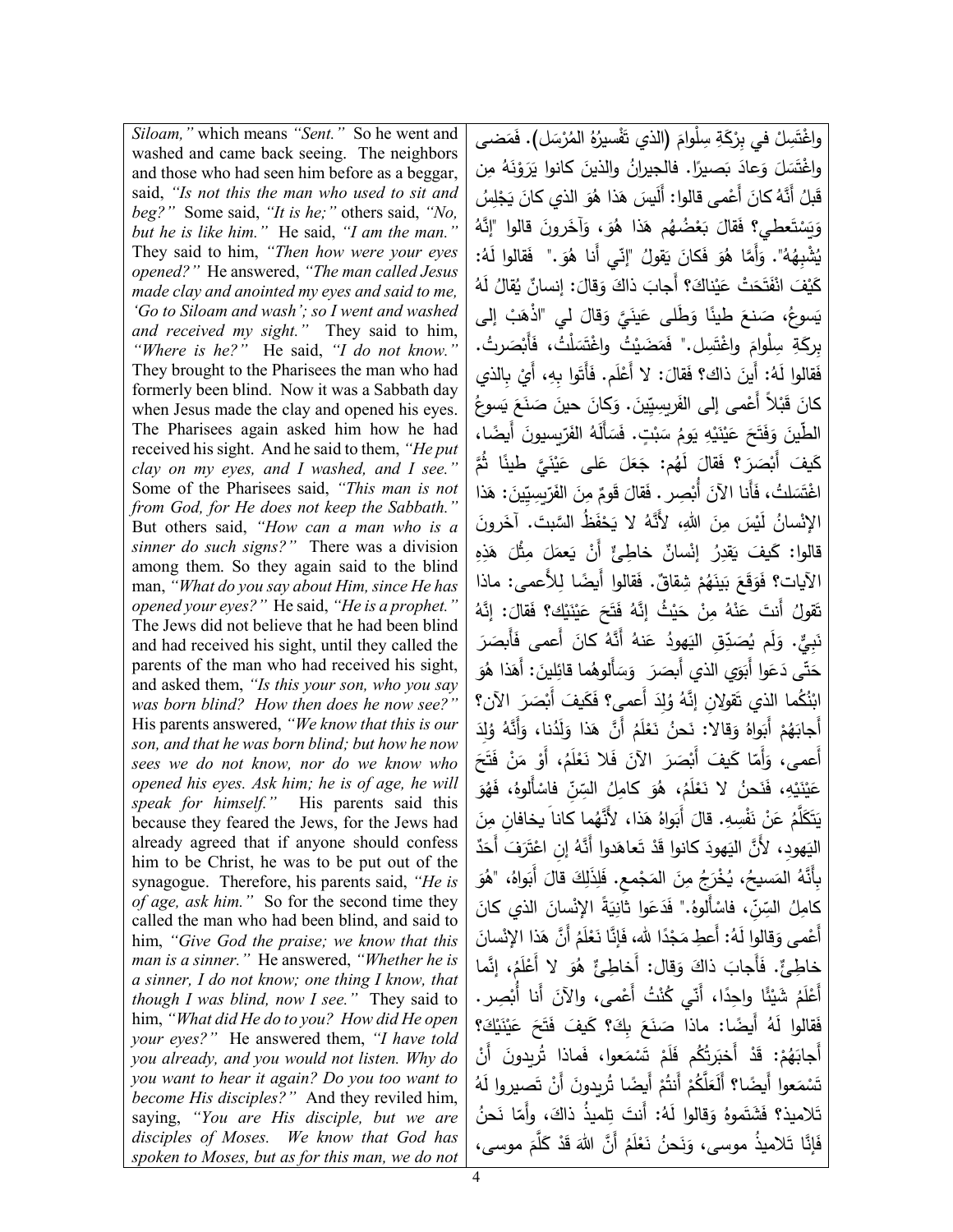*Siloam,"* which means *"Sent."* So he went and washed and came back seeing. The neighbors and those who had seen him before as a beggar, said, *"Is not this the man who used to sit and beg?"* Some said, *"It is he;"* others said, *"No, but he is like him."* He said, *"I am the man."* They said to him, *"Then how were your eyes opened?"* He answered, *"The man called Jesus made clay and anointed my eyes and said to me, 'Go to Siloam and wash'; so I went and washed and received my sight."* They said to him, *"Where is he?"* He said, *"I do not know."* They brought to the Pharisees the man who had formerly been blind. Now it was a Sabbath day when Jesus made the clay and opened his eyes. The Pharisees again asked him how he had received his sight. And he said to them, *"He put clay on my eyes, and I washed, and I see."* Some of the Pharisees said, *"This man is not from God, for He does not keep the Sabbath."* But others said, *"How can a man who is a sinner do such signs?"* There was a division among them. So they again said to the blind man, *"What do you say about Him, since He has opened your eyes?"* He said, *"He is a prophet."* The Jews did not believe that he had been blind and had received his sight, until they called the parents of the man who had received his sight, and asked them, *"Is this your son, who you say was born blind? How then does he now see?"* His parents answered, *"We know that this is our son, and that he was born blind; but how he now sees we do not know, nor do we know who opened his eyes. Ask him; he is of age, he will speak for himself."* His parents said this because they feared the Jews, for the Jews had already agreed that if anyone should confess him to be Christ, he was to be put out of the synagogue. Therefore, his parents said, *"He is of age, ask him."* So for the second time they called the man who had been blind, and said to him, *"Give God the praise; we know that this man is a sinner."* He answered, *"Whether he is a sinner, I do not know; one thing I know, that though I was blind, now I see."* They said to him, *"What did He do to you? How did He open your eyes?"* He answered them, *"I have told you already, and you would not listen. Why do you want to hear it again? Do you too want to become His disciples?"* And they reviled him, saying, *"You are His disciple, but we are disciples of Moses. We know that God has spoken to Moses, but as for this man, we do not*

واغْتَسِلْ في بِرْكَةِ سِلْوامَ (الذي تَفْسيرُهُ المُرْسَل). فَمَضى واغْتَسَلَ وَعادَ بَصيرًا. فالجيرانُ والذينَ كانوا يَرَوْنَهُ مِن قَبْلُ أَنَّهُ كانَ أَعْمى قالوا: أَلَيسَ هَذا هُوَ الذي كانَ يَجْلِسُ وَيَسْتَعطي؟ فَقالَ بَعْضُهُم هَذا هُوَ، وَآخَرونَ قالوا "إنَّهُ يُشْبِهُهُ". وَأَمَّا هُوَ فَكانَ يَقولُ "إنّي أَنا هُوَ." فَقالوا لَهُ: كَيْفَ انْفَتَحَتْ عَيْناكَ؟ أَجابَ ذاكَ وَقالَ: إنسانٌ يُقالُ لَهُ يَسوعُ، صَنعَ طينًا وَطَلى عَينَيَّ وَقالَ لي "اذْهَبْ إلى بِركةِ سِلْوامَ واغْتَسِل." فَمَضَيْتُ واغْتَسَلْتُ، فَأَبْصَرتُ. فَقالوا لَهُ: أَينَ ذاك؟ فَقالَ: لا أَعْلَم. فَأَتَوا بِهِ، أَيْ بِالذي كانَ قَبْلاً أَعْمى إلى الفَريسيّينَ. وَكانَ حينَ صَنَعَ يَسوعُ الطّينَ وَفَتَحَ عَيْنَيْهِ يَومُ سَبْتٍ. فَسَأَلَهُ الفَرّيسيونَ أَيضًا، كَيفَ أَبْصَرَ؟ فَقالَ لَهُم: جَعَلَ عَلى عَيْنَيَّ طينًا ثُمَّ اغْتَسَلتُ، فَأَنا الآنَ أُبْصِر. فَقالَ قَومٌ مِنَ الفَرّيسِيّينَ: هَذا الإنْسانُ لَيْسَ مِنَ اللهِ، لأَنَّهُ لا يَحْفَظُ السَّبتَ. آخَرونَ قالوا: كَيفَ يَقدِرُ إنْسانٌ خاطِئٌ أَنْ يَعمَلَ مِثْلَ هَذِهِ الآيات؟ فَوَقَعَ بَيْنَهُمْ شِقاقٌ. فَقالوا أَيضًا لِلأَعمى: ماذا تَقولُ أَنتَ عَنْهُ مِنْ حَيْثُ إنَّهُ فَتَحَ عَيْنَيْك؟ فَقالَ: إنَّهُ نَبِيٌّ. وَلَم يُصَدِّقِ اليَهودُ عَنهُ أَنَّهُ كانَ أَعمى فَأَبصَرَ حَتّى دَعَوا أَبَوَيِ الذي أَبصَرَ وَسَأَلوهُما قائِلينَ: أَهَذا هُوَ ابْنُكُما الذي تَقولانِ إنَّهُ وُلِدَ أَعمى؟ فَكَيفَ أَبْصَرَ الآن؟ أَجابَهُمْ أَبَواهُ وَقالا: نَحنُ نَعْلَمُ أَنَّ هَذا وَلَدُنا، وَأَنَّهُ وُلِدَ أَعمى، وَأَمّا كَيفَ أَبْصَرَ الآنَ فَلا نَعْلَمُ، أَوْ مَنْ فَتَحَ عَيْنَيْهِ، فَنَحنُ لا نَعْلَمُ، هُوَ كامِلُ السِّنِّ فاسْأَلوهُ، فَهُوَ يَتَكَلَّمُ عَنْ نَفْسِهِ. قالَ أَبَواهُ هَذا، لأَنَّهُما كانا يخافانِ مِنَ اليَهودِ، لأَنَّ اليَهودَ كانوا قَدْ تَعاهَدوا أَنَّهُ إنِ اعْتَرَفَ أَحَدٌ بِأَنَّهُ المَسيحُ، يُخْرَجُ مِنَ المَجْمع. فَلِذَلِكَ قالَ أَبَواهُ، "هُوَ كامِلُ السِّنِّ، فاسْأَلوهُ." فَدَعَوا ثانِيَةً الإنْسانَ الذي كانَ أَعْمى وَقالوا لَهُ: أَعطِ مَجْدًا لله، فَإنَّا نَعْلَمُ أَنَّ هَذا الإنْسانَ خاطِئٌ. فَأَجابَ ذاكَ وَقال: أَخاطِئٌ هُوَ لا أَعْلَمُ، إنَّما أَعْلَمُ شَيْئًا واحِدًا، أَنّي كُنْتُ أَعْمى، والآنَ أَنا أُبْصِر. فَقالوا لَهُ أَيضًا: ماذا صَنَعَ بِكَ؟ كَيفَ فَتَحَ عَيْنَيْكَ؟ أَجابَهُمْ: قَدْ أَخبَرتُكُم فَلَمْ تَسْمَعوا، فَماذا تُريدونَ أَنْ تَسْمَعوا أَيضًا؟ أَلَعَلَّكُمْ أَنتُمْ أَيضًا تُريدونَ أَنْ تَصيروا لَهُ تَلاميذ؟ فَشَتَموهُ وَقالوا لَهُ: أَنتَ تِلميذُ ذاكَ، وأَمّا نَحنُ فَإنَّا تَلاميذُ موسى، وَنَحنُ نَعْلَمُ أَنَّ اللهَ قَدْ كَلَّمَ موسى،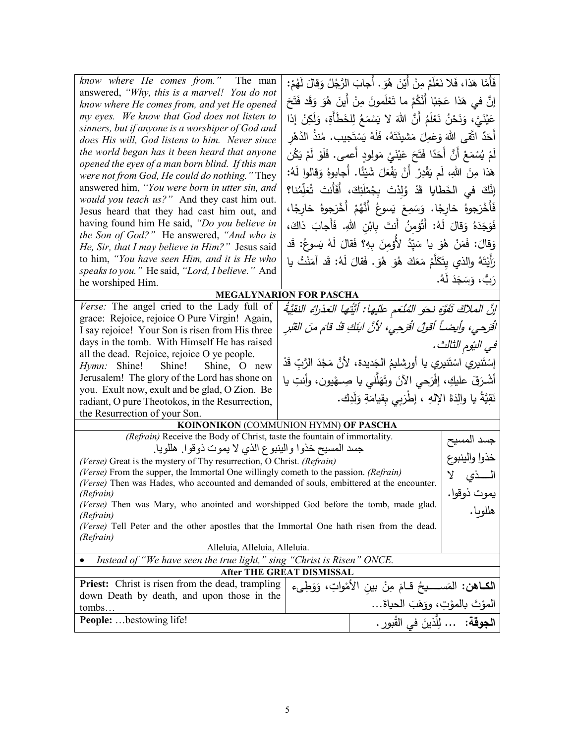| | |
|---|---|
| *know where He comes from."* The man answered, *"Why, this is a marvel! You do not know where He comes from, and yet He opened my eyes. We know that God does not listen to sinners, but if anyone is a worshiper of God and does His will, God listens to him. Never since the world began has it been heard that anyone opened the eyes of a man born blind. If this man were not from God, He could do nothing."* They answered him, *"You were born in utter sin, and would you teach us?"* And they cast him out. Jesus heard that they had cast him out, and having found him He said, *"Do you believe in the Son of God?"* He answered, *"And who is He, Sir, that I may believe in Him?"* Jesus said to him, *"You have seen Him, and it is He who speaks to you."* He said, *"Lord, I believe."* And he worshiped Him. | فَأَمَّا هَذا، فَلا نَعْلَمُ مِنْ أَيْنَ هُوَ. أَجابَ الرَّجُلُ وَقالَ لَهُمْ: إنَّ في هَذا عَجَبًا أَنَّكُمْ ما تَعْلَمونَ مِنْ أَينَ هُوَ وَقَد فَتَحَ عَيْنَيَّ، وَنَحْنُ نَعْلَمُ أَنَّ اللهَ لا يَسْمَعُ لِلخَطَأَةِ، وَلَكِنْ إذا أَحَدٌ اتَّقى اللهَ وَعَمِلَ مَشيئَتَهُ، فَلَهُ يَسْتَجيب. مُنذُ الدَّهْرِ لَمْ يُسْمَعْ أَنَّ أَحَدًا فَتَحَ عَيْنَيْ مَولودٍ أَعمى. فَلَوْ لَمْ يَكُن هَذا مِنَ اللهِ، لَم يَقْدِرْ أَنْ يَفْعَلَ شَيْئًا. أَجابوهُ وَقالوا لَهُ: إنَّكَ في الخَطايا قَدْ وُلِدْتَ بِجُمْلَتِكَ، أَفَأَنتَ تُعَلِّمُنا؟ فَأَخْرَجوهُ خارِجًا. وَسَمِعَ يَسوعُ أَنَّهُمْ أَخْرَجوهُ خارِجًا، فَوَجَدَهُ وَقالَ لَهُ: أَتُؤمِنُ أَنتَ بِابْنِ اللهِ. فَأَجابَ ذاكَ، وَقالَ: فَمَنْ هُوَ يا سَيِّدُ لأُؤمِنَ بِهِ؟ فَقالَ لَهُ يَسوعُ: قَد رَأَيْتَهُ والذي يتَكَلَّمُ مَعَكَ هُوَ هُوَ. فَقالَ لَهُ: قَد آمَنْتُ يا رَبُّ، وَسَجَدَ لَهُ. |

**MEGALYNARION FOR PASCHA**

| | |
|---|---|
| *Verse:* The angel cried to the Lady full of grace: Rejoice, rejoice O Pure Virgin! Again, I say rejoice! Your Son is risen from His three days in the tomb. With Himself He has raised all the dead. Rejoice, rejoice O ye people. *Hymn:* Shine! Shine! Shine, O new Jerusalem! The glory of the Lord has shone on you. Exult now, exult and be glad, O Zion. Be radiant, O pure Theotokos, in the Resurrection, the Resurrection of your Son. | *إنَّ الملاكَ تَفَوَّهَ نحوَ المُنْعَمِ عليْها: أيَّتُها العَذراءُ النقيَّةُ افْرَحي، وأيضاً أقولُ افْرَحِي، لأنَّ ابنَكِ قَدْ قامَ مِنَ القَبْرِ في اليَومِ الثالث.* إسْتَنيري اسْتَنيري يا أورشليمُ الجَديدة، لأنَّ مَجْدَ الرَّبِّ قَدْ أشْرَقَ عليكِ، إفْرَحي الآنَ وتَهَلَّلي يا صِهْيون، وأنتِ يا نَقِيَّةُ يا والِدَةَ الإلهِ ، إطْرَبي بِقيامَةِ وَلَدِك. |

**KOINONIKON (COMMUNION HYMN) OF PASCHA**

| | |
|---|---|
| *(Refrain)* Receive the Body of Christ, taste the fountain of immortality.<br>جسد المسيح خذوا والينبوع الذي لا يموت ذوقوا. هللويا.<br>*(Verse)* Great is the mystery of Thy resurrection, O Christ. *(Refrain)*<br>*(Verse)* From the supper, the Immortal One willingly cometh to the passion. *(Refrain)*<br>*(Verse)* Then was Hades, who accounted and demanded of souls, embittered at the encounter. *(Refrain)*<br>*(Verse)* Then was Mary, who anointed and worshipped God before the tomb, made glad. *(Refrain)*<br>*(Verse)* Tell Peter and the other apostles that the Immortal One hath risen from the dead. *(Refrain)*<br>Alleluia, Alleluia, Alleluia. | جسد المسيح خذوا والينبوع الـــذي لا يموت ذوقوا. هللويا. |

- *Instead of "We have seen the true light," sing "Christ is Risen" ONCE.*

**After THE GREAT DISMISSAL**

| | |
|---|---|
| **Priest:** Christ is risen from the dead, trampling down Death by death, and upon those in the tombs… | **الكـاهن:** المَســـيحُ قـامَ مِنْ بينِ الأمْواتِ، ووَطِىءِ الموْتَ بالموْتِ، ووَهَبَ الحياةَ... |
| **People:** …bestowing life! | **الجوقة:** ... لِلَّذينَ في القُبور. |